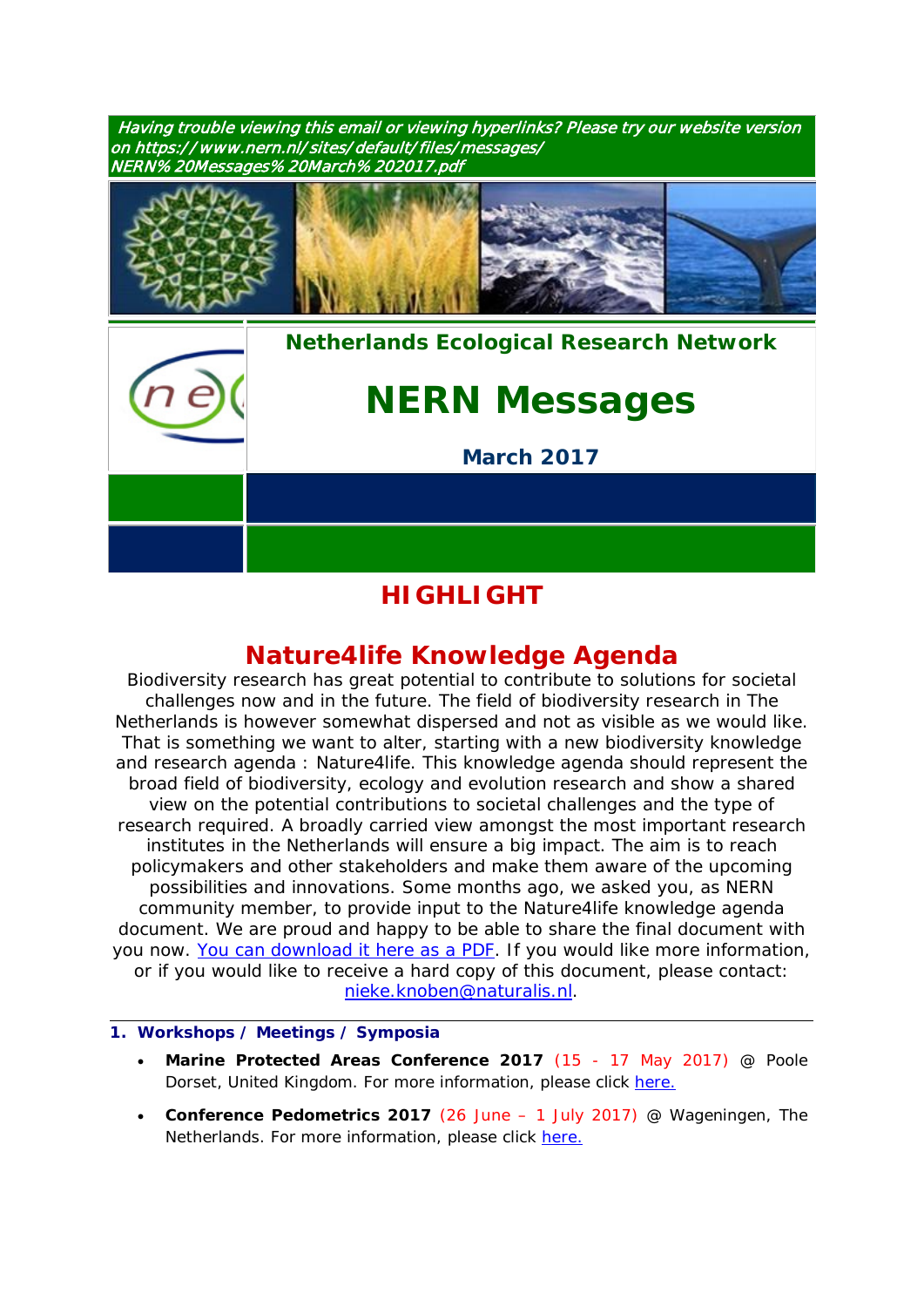*Having trouble viewing this email or viewing hyperlinks? Please try our website version on https://www.nern.nl/sites/default/files/messages/NERN%20Messages%20March%202017.pdf*

**Netherlands Ecological Research Network**

# NERN Messages

**March 2017**

## HIGHLIGHT

## Nature4life Knowledge Agenda

Biodiversity research has great potential to contribute to solutions for societal challenges now and in the future. The field of biodiversity research in The Netherlands is however somewhat dispersed and not as visible as we would like. That is something we want to alter, starting with a new biodiversity knowledge and research agenda : Nature4life. This knowledge agenda should represent the broad field of biodiversity, ecology and evolution research and show a shared view on the potential contributions to societal challenges and the type of research required. A broadly carried view amongst the most important research institutes in the Netherlands will ensure a big impact. The aim is to reach policymakers and other stakeholders and make them aware of the upcoming possibilities and innovations. Some months ago, we asked you, as NERN community member, to provide input to the Nature4life knowledge agenda document. We are proud and happy to be able to share the final document with you now. You can download it here as a PDF. If you would like more information, or if you would like to receive a hard copy of this document, please contact: nieke.knoben@naturalis.nl.

### 1. Workshops / Meetings / Symposia

- **Marine Protected Areas Conference 2017** (15 - 17 May 2017) @ Poole Dorset, United Kingdom. For more information, please click here.
- **Conference Pedometrics 2017** (26 June – 1 July 2017) @ Wageningen, The Netherlands. For more information, please click here.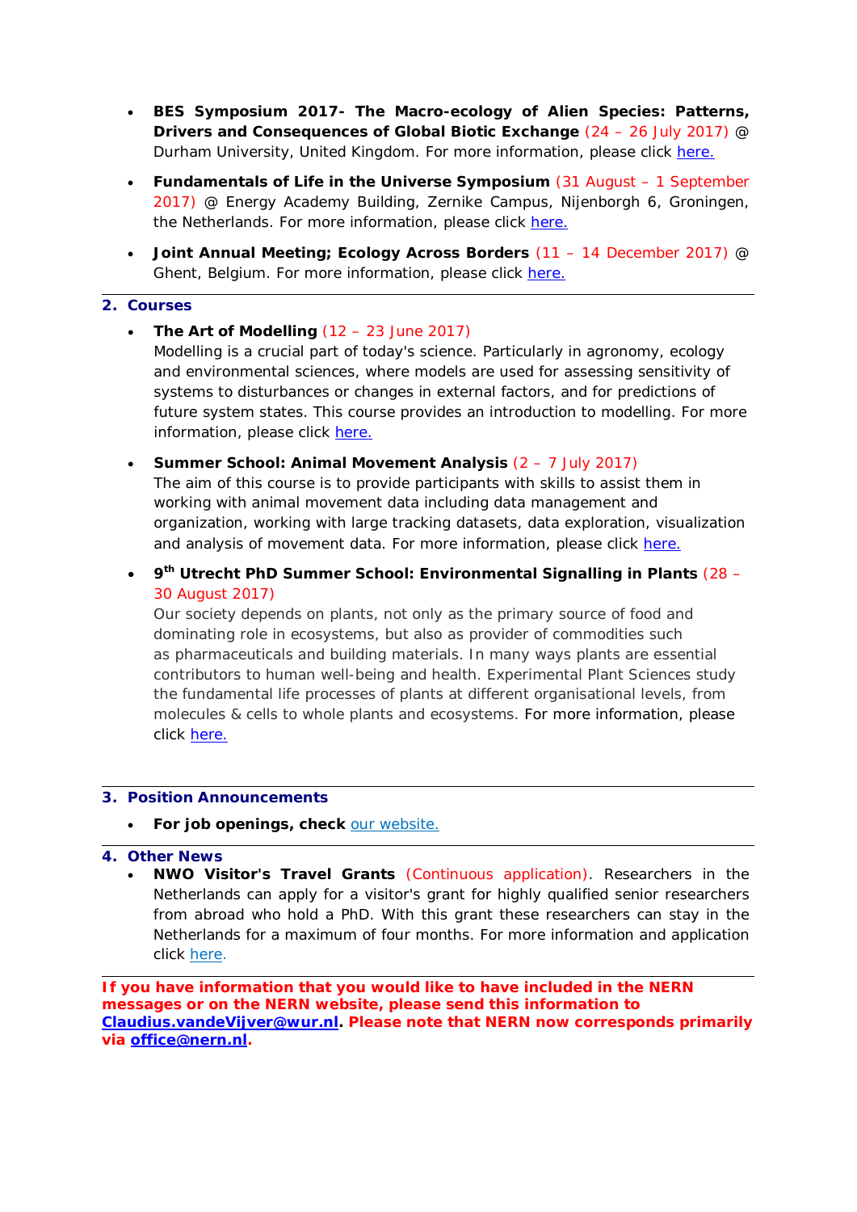- **BES Symposium 2017- The Macro-ecology of Alien Species: Patterns, Drivers and Consequences of Global Biotic Exchange** (24 – 26 July 2017) @ Durham University, United Kingdom. For more information, please click here.
- **Fundamentals of Life in the Universe Symposium** (31 August – 1 September 2017) @ Energy Academy Building, Zernike Campus, Nijenborgh 6, Groningen, the Netherlands. For more information, please click here.
- **Joint Annual Meeting; Ecology Across Borders** (11 – 14 December 2017) @ Ghent, Belgium. For more information, please click here.

## 2. Courses

- **The Art of Modelling** (12 – 23 June 2017)
  Modelling is a crucial part of today's science. Particularly in agronomy, ecology and environmental sciences, where models are used for assessing sensitivity of systems to disturbances or changes in external factors, and for predictions of future system states. This course provides an introduction to modelling. For more information, please click here.
- **Summer School: Animal Movement Analysis** (2 – 7 July 2017)
  The aim of this course is to provide participants with skills to assist them in working with animal movement data including data management and organization, working with large tracking datasets, data exploration, visualization and analysis of movement data. For more information, please click here.
- **9th Utrecht PhD Summer School: Environmental Signalling in Plants** (28 – 30 August 2017)
  Our society depends on plants, not only as the primary source of food and dominating role in ecosystems, but also as provider of commodities such as pharmaceuticals and building materials. In many ways plants are essential contributors to human well-being and health. Experimental Plant Sciences study the fundamental life processes of plants at different organisational levels, from molecules & cells to whole plants and ecosystems. For more information, please click here.

## 3. Position Announcements

- **For job openings, check** our website.

## 4. Other News

- **NWO Visitor's Travel Grants** (Continuous application). Researchers in the Netherlands can apply for a visitor's grant for highly qualified senior researchers from abroad who hold a PhD. With this grant these researchers can stay in the Netherlands for a maximum of four months. For more information and application click here.

**If you have information that you would like to have included in the NERN messages or on the NERN website, please send this information to Claudius.vandeVijver@wur.nl. Please note that NERN now corresponds primarily via office@nern.nl.**